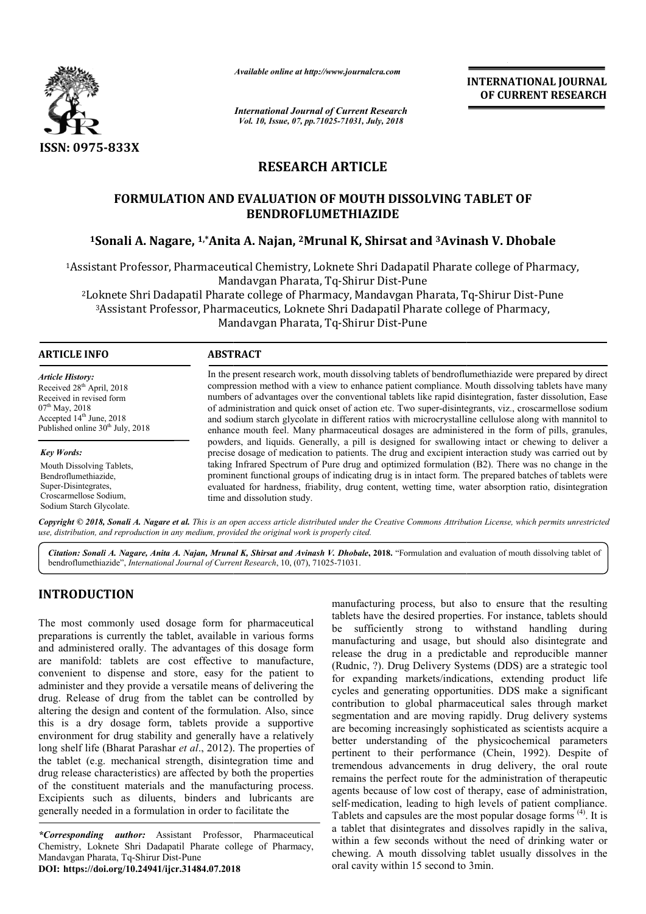# RESEARCH ARTICLE

## FORMULATION AND EVALUATION OF MOUTH DISSOLVING TABLET OF BENDROFLUMETHIAZIDE

**[1]Sonali A. Nagare, [1,*]Anita A. Najan, [2]Mrunal K, Shirsat and [3]Avinash V. Dhobale**

[1]Assistant Professor, Pharmaceutical Chemistry, Loknete Shri Dadapatil Pharate college of Pharmacy, Mandavgan Pharata, Tq-Shirur Dist-Pune

[2]Loknete Shri Dadapatil Pharate college of Pharmacy, Mandavgan Pharata, Tq-Shirur Dist-Pune

[3]Assistant Professor, Pharmaceutics, Loknete Shri Dadapatil Pharate college of Pharmacy, Mandavgan Pharata, Tq-Shirur Dist-Pune

### ARTICLE INFO

*Article History:*

Received 28th April, 2018
Received in revised form
07th May, 2018
Accepted 14th June, 2018
Published online 30th July, 2018

*Key Words:*

Mouth Dissolving Tablets, Bendroflumethiazide, Super-Disintegrates, Croscarmellose Sodium, Sodium Starch Glycolate.

### ABSTRACT

In the present research work, mouth dissolving tablets of bendroflumethiazide were prepared by direct compression method with a view to enhance patient compliance. Mouth dissolving tablets have many numbers of advantages over the conventional tablets like rapid disintegration, faster dissolution, Ease of administration and quick onset of action etc. Two super-disintegrants, viz., croscarmellose sodium and sodium starch glycolate in different ratios with microcrystalline cellulose along with mannitol to enhance mouth feel. Many pharmaceutical dosages are administered in the form of pills, granules, powders, and liquids. Generally, a pill is designed for swallowing intact or chewing to deliver a precise dosage of medication to patients. The drug and excipient interaction study was carried out by taking Infrared Spectrum of Pure drug and optimized formulation (B2). There was no change in the prominent functional groups of indicating drug is in intact form. The prepared batches of tablets were evaluated for hardness, friability, drug content, wetting time, water absorption ratio, disintegration time and dissolution study.

*Copyright © 2018, Sonali A. Nagare et al. This is an open access article distributed under the Creative Commons Attribution License, which permits unrestricted use, distribution, and reproduction in any medium, provided the original work is properly cited.*

***Citation: Sonali A. Nagare, Anita A. Najan, Mrunal K, Shirsat and Avinash V. Dhobale*, 2018.** "Formulation and evaluation of mouth dissolving tablet of bendroflumethiazide", *International Journal of Current Research*, 10, (07), 71025-71031.

## INTRODUCTION

The most commonly used dosage form for pharmaceutical preparations is currently the tablet, available in various forms and administered orally. The advantages of this dosage form are manifold: tablets are cost effective to manufacture, convenient to dispense and store, easy for the patient to administer and they provide a versatile means of delivering the drug. Release of drug from the tablet can be controlled by altering the design and content of the formulation. Also, since this is a dry dosage form, tablets provide a supportive environment for drug stability and generally have a relatively long shelf life (Bharat Parashar *et al*., 2012). The properties of the tablet (e.g. mechanical strength, disintegration time and drug release characteristics) are affected by both the properties of the constituent materials and the manufacturing process. Excipients such as diluents, binders and lubricants are generally needed in a formulation in order to facilitate the manufacturing process, but also to ensure that the resulting tablets have the desired properties. For instance, tablets should be sufficiently strong to withstand handling during manufacturing and usage, but should also disintegrate and release the drug in a predictable and reproducible manner (Rudnic, ?). Drug Delivery Systems (DDS) are a strategic tool for expanding markets/indications, extending product life cycles and generating opportunities. DDS make a significant contribution to global pharmaceutical sales through market segmentation and are moving rapidly. Drug delivery systems are becoming increasingly sophisticated as scientists acquire a better understanding of the physicochemical parameters pertinent to their performance (Chein, 1992). Despite of tremendous advancements in drug delivery, the oral route remains the perfect route for the administration of therapeutic agents because of low cost of therapy, ease of administration, self-medication, leading to high levels of patient compliance. Tablets and capsules are the most popular dosage forms [(4)]. It is a tablet that disintegrates and dissolves rapidly in the saliva, within a few seconds without the need of drinking water or chewing. A mouth dissolving tablet usually dissolves in the oral cavity within 15 second to 3min.

*\*Corresponding author:* Assistant Professor, Pharmaceutical Chemistry, Loknete Shri Dadapatil Pharate college of Pharmacy, Mandavgan Pharata, Tq-Shirur Dist-Pune

**DOI: https://doi.org/10.24941/ijcr.31484.07.2018**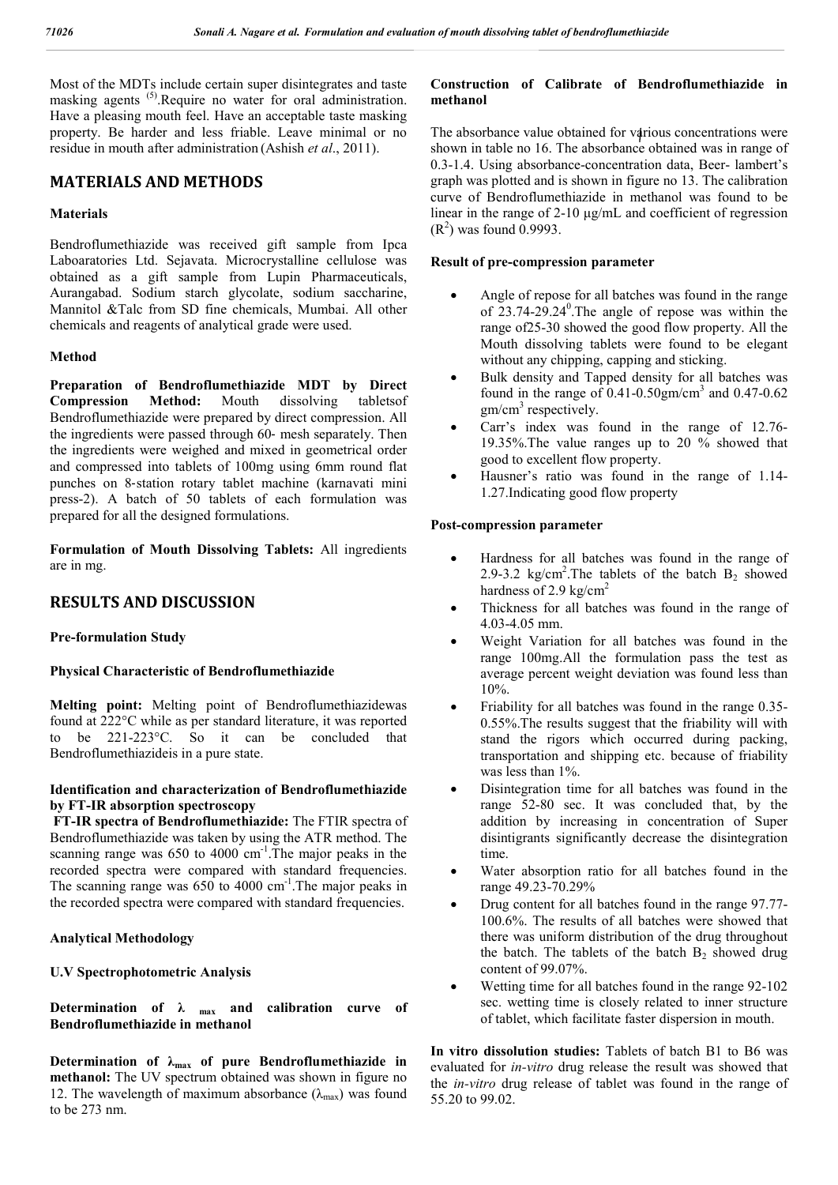Most of the MDTs include certain super disintegrates and taste masking agents [(5)].Require no water for oral administration. Have a pleasing mouth feel. Have an acceptable taste masking property. Be harder and less friable. Leave minimal or no residue in mouth after administration (Ashish *et al*., 2011).

## MATERIALS AND METHODS

### Materials

Bendroflumethiazide was received gift sample from Ipca Laboaratories Ltd. Sejavata. Microcrystalline cellulose was obtained as a gift sample from Lupin Pharmaceuticals, Aurangabad. Sodium starch glycolate, sodium saccharine, Mannitol &Talc from SD fine chemicals, Mumbai. All other chemicals and reagents of analytical grade were used.

### Method

**Preparation of Bendroflumethiazide MDT by Direct Compression Method:** Mouth dissolving tabletsof Bendroflumethiazide were prepared by direct compression. All the ingredients were passed through 60- mesh separately. Then the ingredients were weighed and mixed in geometrical order and compressed into tablets of 100mg using 6mm round flat punches on 8-station rotary tablet machine (karnavati mini press-2). A batch of 50 tablets of each formulation was prepared for all the designed formulations.

**Formulation of Mouth Dissolving Tablets:** All ingredients are in mg.

## RESULTS AND DISCUSSION

### Pre-formulation Study

### Physical Characteristic of Bendroflumethiazide

**Melting point:** Melting point of Bendroflumethiazidewas found at 222°C while as per standard literature, it was reported to be 221-223°C. So it can be concluded that Bendroflumethiazideis in a pure state.

### Identification and characterization of Bendroflumethiazide by FT-IR absorption spectroscopy

**FT-IR spectra of Bendroflumethiazide:** The FTIR spectra of Bendroflumethiazide was taken by using the ATR method. The scanning range was 650 to 4000 $cm^{-1}$.The major peaks in the recorded spectra were compared with standard frequencies. The scanning range was 650 to 4000 $cm^{-1}$.The major peaks in the recorded spectra were compared with standard frequencies.

### Analytical Methodology

### U.V Spectrophotometric Analysis

### Determination of $\lambda_{max}$ and calibration curve of Bendroflumethiazide in methanol

**Determination of $\lambda_{max}$ of pure Bendroflumethiazide in methanol:** The UV spectrum obtained was shown in figure no 12. The wavelength of maximum absorbance ($\lambda_{max}$) was found to be 273 nm.

### Construction of Calibrate of Bendroflumethiazide in methanol

The absorbance value obtained for various concentrations were shown in table no 16. The absorbance obtained was in range of 0.3-1.4. Using absorbance-concentration data, Beer- lambert's graph was plotted and is shown in figure no 13. The calibration curve of Bendroflumethiazide in methanol was found to be linear in the range of 2-10 µg/mL and coefficient of regression ($R^2$) was found 0.9993.

### Result of pre-compression parameter

- Angle of repose for all batches was found in the range of 23.74-29.24$^0$.The angle of repose was within the range of25-30 showed the good flow property. All the Mouth dissolving tablets were found to be elegant without any chipping, capping and sticking.
- Bulk density and Tapped density for all batches was found in the range of 0.41-0.50gm/$cm^3$ and 0.47-0.62 gm/$cm^3$ respectively.
- Carr's index was found in the range of 12.76-19.35%.The value ranges up to 20 % showed that good to excellent flow property.
- Hausner's ratio was found in the range of 1.14-1.27.Indicating good flow property

### Post-compression parameter

- Hardness for all batches was found in the range of 2.9-3.2 kg/$cm^2$.The tablets of the batch $B_2$ showed hardness of 2.9 kg/$cm^2$
- Thickness for all batches was found in the range of 4.03-4.05 mm.
- Weight Variation for all batches was found in the range 100mg.All the formulation pass the test as average percent weight deviation was found less than 10%.
- Friability for all batches was found in the range 0.35-0.55%.The results suggest that the friability will with stand the rigors which occurred during packing, transportation and shipping etc. because of friability was less than 1%.
- Disintegration time for all batches was found in the range 52-80 sec. It was concluded that, by the addition by increasing in concentration of Super disintigrants significantly decrease the disintegration time.
- Water absorption ratio for all batches found in the range 49.23-70.29%
- Drug content for all batches found in the range 97.77-100.6%. The results of all batches were showed that there was uniform distribution of the drug throughout the batch. The tablets of the batch $B_2$ showed drug content of 99.07%.
- Wetting time for all batches found in the range 92-102 sec. wetting time is closely related to inner structure of tablet, which facilitate faster dispersion in mouth.

**In vitro dissolution studies:** Tablets of batch B1 to B6 was evaluated for *in-vitro* drug release the result was showed that the *in-vitro* drug release of tablet was found in the range of 55.20 to 99.02.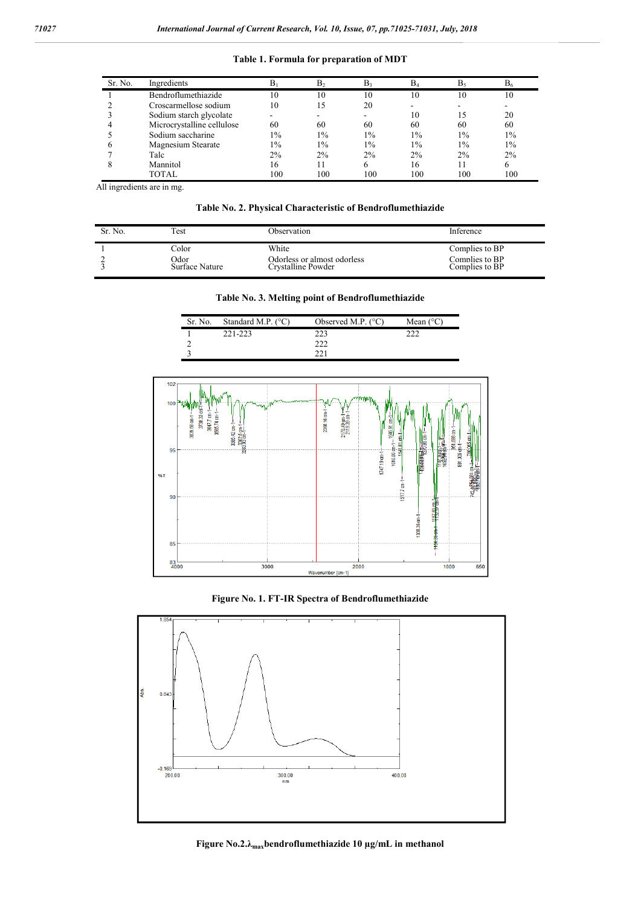**Table 1. Formula for preparation of MDT**

| Sr. No. | Ingredients | $B_1$ | $B_2$ | $B_3$ | $B_4$ | $B_5$ | $B_6$ |
|---|---|---|---|---|---|---|---|
| 1 | Bendroflumethiazide | 10 | 10 | 10 | 10 | 10 | 10 |
| 2 | Croscarmellose sodium | 10 | 15 | 20 | - | - | - |
| 3 | Sodium starch glycolate | - | - | - | 10 | 15 | 20 |
| 4 | Microcrystalline cellulose | 60 | 60 | 60 | 60 | 60 | 60 |
| 5 | Sodium saccharine | 1% | 1% | 1% | 1% | 1% | 1% |
| 6 | Magnesium Stearate | 1% | 1% | 1% | 1% | 1% | 1% |
| 7 | Talc | 2% | 2% | 2% | 2% | 2% | 2% |
| 8 | Mannitol | 16 | 11 | 6 | 16 | 11 | 6 |
| | TOTAL | 100 | 100 | 100 | 100 | 100 | 100 |

All ingredients are in mg.

**Table No. 2. Physical Characteristic of Bendroflumethiazide**

| Sr. No. | Test | Observation | Inference |
|---|---|---|---|
| 1 | Color | White | Complies to BP |
| 2 | Odor | Odorless or almost odorless | Complies to BP |
| 3 | Surface Nature | Crystalline Powder | Complies to BP |

**Table No. 3. Melting point of Bendroflumethiazide**

| Sr. No. | Standard M.P. (°C) | Observed M.P. (°C) | Mean (°C) |
|---|---|---|---|
| 1 | 221-223 | 223 | 222 |
| 2 | | 222 | |
| 3 | | 221 | |

**Figure No. 1. FT-IR Spectra of Bendroflumethiazide**

**Figure No.2. $\lambda_{max}$ bendroflumethiazide 10 μg/mL in methanol**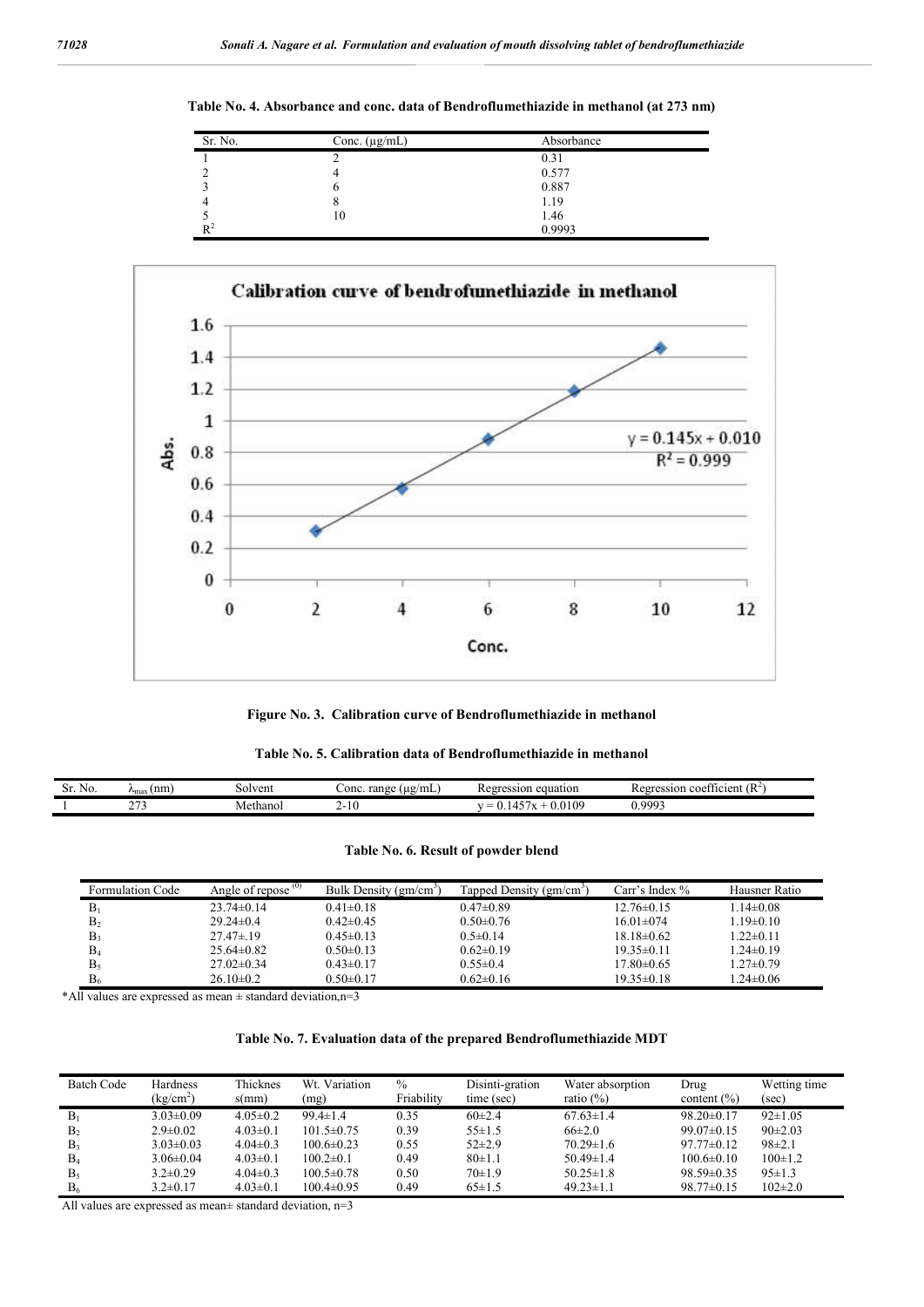**Table No. 4. Absorbance and conc. data of Bendroflumethiazide in methanol (at 273 nm)**

| Sr. No. | Conc. (µg/mL) | Absorbance |
|---|---|---|
| 1 | 2 | 0.31 |
| 2 | 4 | 0.577 |
| 3 | 6 | 0.887 |
| 4 | 8 | 1.19 |
| 5 | 10 | 1.46 |
| $R^2$ | | 0.9993 |

**Figure No. 3. Calibration curve of Bendroflumethiazide in methanol**

**Table No. 5. Calibration data of Bendroflumethiazide in methanol**

| Sr. No. | $\lambda_{max}$ (nm) | Solvent | Conc. range (µg/mL) | Regression equation | Regression coefficient ($R^2$) |
|---|---|---|---|---|---|
| 1 | 273 | Methanol | 2-10 | $y = 0.1457x + 0.0109$ | 0.9993 |

**Table No. 6. Result of powder blend**

| Formulation Code | Angle of repose (0) | Bulk Density (gm/cm$^3$) | Tapped Density (gm/cm$^3$) | Carr's Index % | Hausner Ratio |
|---|---|---|---|---|---|
| $B_1$ | 23.74±0.14 | 0.41±0.18 | 0.47±0.89 | 12.76±0.15 | 1.14±0.08 |
| $B_2$ | 29.24±0.4 | 0.42±0.45 | 0.50±0.76 | 16.01±074 | 1.19±0.10 |
| $B_3$ | 27.47±.19 | 0.45±0.13 | 0.5±0.14 | 18.18±0.62 | 1.22±0.11 |
| $B_4$ | 25.64±0.82 | 0.50±0.13 | 0.62±0.19 | 19.35±0.11 | 1.24±0.19 |
| $B_5$ | 27.02±0.34 | 0.43±0.17 | 0.55±0.4 | 17.80±0.65 | 1.27±0.79 |
| $B_6$ | 26.10±0.2 | 0.50±0.17 | 0.62±0.16 | 19.35±0.18 | 1.24±0.06 |

*All values are expressed as mean ± standard deviation,n=3

**Table No. 7. Evaluation data of the prepared Bendroflumethiazide MDT**

| Batch Code | Hardness (kg/cm$^2$) | Thickness(mm) | Wt. Variation (mg) | % Friability | Disinti-gration time (sec) | Water absorption ratio (%) | Drug content (%) | Wetting time (sec) |
|---|---|---|---|---|---|---|---|---|
| $B_1$ | 3.03±0.09 | 4.05±0.2 | 99.4±1.4 | 0.35 | 60±2.4 | 67.63±1.4 | 98.20±0.17 | 92±1.05 |
| $B_2$ | 2.9±0.02 | 4.03±0.1 | 101.5±0.75 | 0.39 | 55±1.5 | 66±2.0 | 99.07±0.15 | 90±2.03 |
| $B_3$ | 3.03±0.03 | 4.04±0.3 | 100.6±0.23 | 0.55 | 52±2.9 | 70.29±1.6 | 97.77±0.12 | 98±2.1 |
| $B_4$ | 3.06±0.04 | 4.03±0.1 | 100.2±0.1 | 0.49 | 80±1.1 | 50.49±1.4 | 100.6±0.10 | 100±1.2 |
| $B_5$ | 3.2±0.29 | 4.04±0.3 | 100.5±0.78 | 0.50 | 70±1.9 | 50.25±1.8 | 98.59±0.35 | 95±1.3 |
| $B_6$ | 3.2±0.17 | 4.03±0.1 | 100.4±0.95 | 0.49 | 65±1.5 | 49.23±1.1 | 98.77±0.15 | 102±2.0 |

All values are expressed as mean± standard deviation, n=3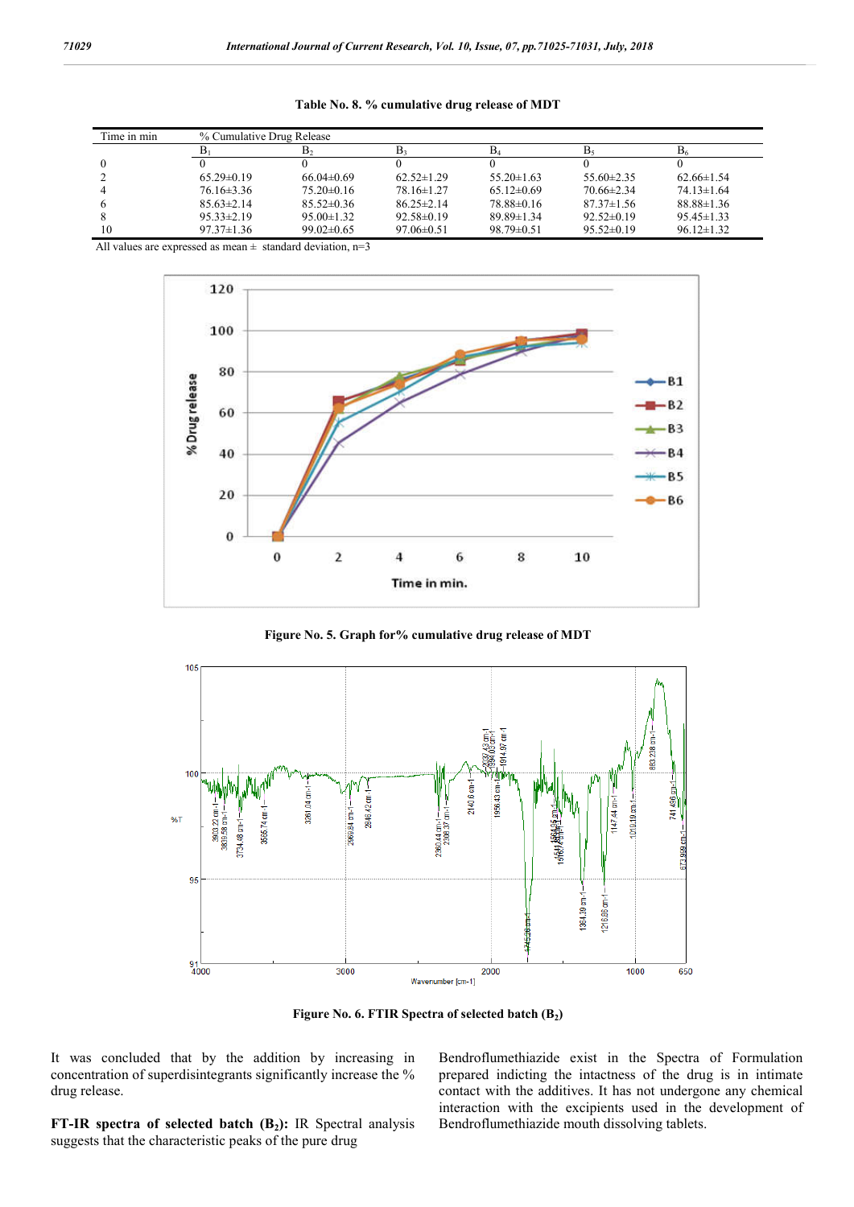**Table No. 8. % cumulative drug release of MDT**

| Time in min | % Cumulative Drug Release | | | | | |
|---|---|---|---|---|---|---|
| | $B_1$ | $B_2$ | $B_3$ | $B_4$ | $B_5$ | $B_6$ |
| 0 | 0 | 0 | 0 | 0 | 0 | 0 |
| 2 | 65.29±0.19 | 66.04±0.69 | 62.52±1.29 | 55.20±1.63 | 55.60±2.35 | 62.66±1.54 |
| 4 | 76.16±3.36 | 75.20±0.16 | 78.16±1.27 | 65.12±0.69 | 70.66±2.34 | 74.13±1.64 |
| 6 | 85.63±2.14 | 85.52±0.36 | 86.25±2.14 | 78.88±0.16 | 87.37±1.56 | 88.88±1.36 |
| 8 | 95.33±2.19 | 95.00±1.32 | 92.58±0.19 | 89.89±1.34 | 92.52±0.19 | 95.45±1.33 |
| 10 | 97.37±1.36 | 99.02±0.65 | 97.06±0.51 | 98.79±0.51 | 95.52±0.19 | 96.12±1.32 |

All values are expressed as mean ± standard deviation, n=3

Figure No. 5. Graph for% cumulative drug release of MDT

Figure No. 6. FTIR Spectra of selected batch ($B_2$)

It was concluded that by the addition by increasing in concentration of superdisintegrants significantly increase the % drug release.

**FT-IR spectra of selected batch ($B_2$):** IR Spectral analysis suggests that the characteristic peaks of the pure drug Bendroflumethiazide exist in the Spectra of Formulation prepared indicting the intactness of the drug is in intimate contact with the additives. It has not undergone any chemical interaction with the excipients used in the development of Bendroflumethiazide mouth dissolving tablets.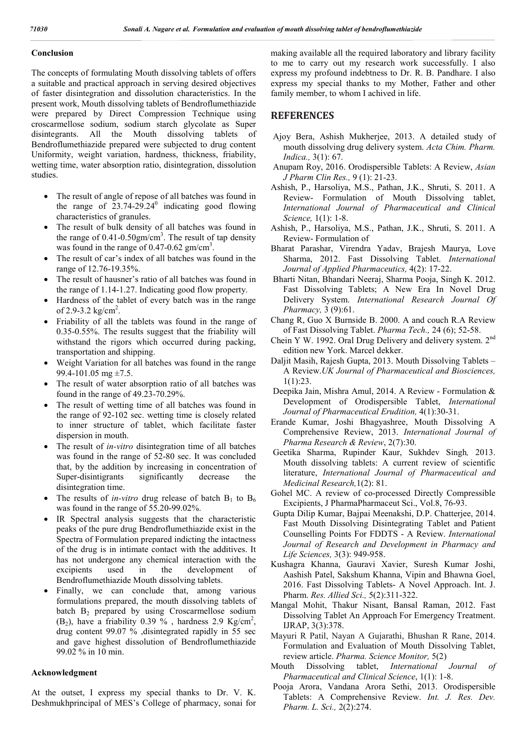## Conclusion

The concepts of formulating Mouth dissolving tablets of offers a suitable and practical approach in serving desired objectives of faster disintegration and dissolution characteristics. In the present work, Mouth dissolving tablets of Bendroflumethiazide were prepared by Direct Compression Technique using croscarmellose sodium, sodium starch glycolate as Super disintegrants. All the Mouth dissolving tablets of Bendroflumethiazide prepared were subjected to drug content Uniformity, weight variation, hardness, thickness, friability, wetting time, water absorption ratio, disintegration, dissolution studies.

- The result of angle of repose of all batches was found in the range of $23.74\text{-}29.24^0$ indicating good flowing characteristics of granules.
- The result of bulk density of all batches was found in the range of 0.41-0.50gm/cm$^3$. The result of tap density was found in the range of 0.47-0.62 gm/cm$^3$.
- The result of car's index of all batches was found in the range of 12.76-19.35%.
- The result of hausner's ratio of all batches was found in the range of 1.14-1.27. Indicating good flow property.
- Hardness of the tablet of every batch was in the range of 2.9-3.2 kg/cm$^2$.
- Friability of all the tablets was found in the range of 0.35-0.55%. The results suggest that the friability will withstand the rigors which occurred during packing, transportation and shipping.
- Weight Variation for all batches was found in the range 99.4-101.05 mg ±7.5.
- The result of water absorption ratio of all batches was found in the range of 49.23-70.29%.
- The result of wetting time of all batches was found in the range of 92-102 sec. wetting time is closely related to inner structure of tablet, which facilitate faster dispersion in mouth.
- The result of *in-vitro* disintegration time of all batches was found in the range of 52-80 sec. It was concluded that, by the addition by increasing in concentration of Super-disintigrants significantly decrease the disintegration time.
- The results of *in-vitro* drug release of batch $B_1$ to $B_6$ was found in the range of 55.20-99.02%.
- IR Spectral analysis suggests that the characteristic peaks of the pure drug Bendroflumethiazide exist in the Spectra of Formulation prepared indicting the intactness of the drug is in intimate contact with the additives. It has not undergone any chemical interaction with the excipients used in the development of Bendroflumethiazide Mouth dissolving tablets.
- Finally, we can conclude that, among various formulations prepared, the mouth dissolving tablets of batch $B_2$ prepared by using Croscarmellose sodium ($B_2$), have a friability 0.39 % , hardness 2.9 Kg/cm$^2$, drug content 99.07 % ,disintegrated rapidly in 55 sec and gave highest dissolution of Bendroflumethiazide 99.02 % in 10 min.

## Acknowledgment

At the outset, I express my special thanks to Dr. V. K. Deshmukhprincipal of MES's College of pharmacy, sonai for making available all the required laboratory and library facility to me to carry out my research work successfully. I also express my profound indebtness to Dr. R. B. Pandhare. I also express my special thanks to my Mother, Father and other family member, to whom I achived in life.

## REFERENCES

Ajoy Bera, Ashish Mukherjee, 2013. A detailed study of mouth dissolving drug delivery system. *Acta Chim. Pharm. Indica.,* 3(1): 67.

Anupam Roy, 2016. Orodispersible Tablets: A Review, *Asian J Pharm Clin Res.,* 9 (1): 21-23.

Ashish, P., Harsoliya, M.S., Pathan, J.K., Shruti, S. 2011. A Review- Formulation of Mouth Dissolving tablet, *International Journal of Pharmaceutical and Clinical Science,* 1(1): 1-8.

Ashish, P., Harsoliya, M.S., Pathan, J.K., Shruti, S. 2011. A Review- Formulation of

Bharat Parashar, Virendra Yadav, Brajesh Maurya, Love Sharma, 2012. Fast Dissolving Tablet. *International Journal of Applied Pharmaceutics,* 4(2): 17-22.

Bharti Nitan, Bhandari Neeraj, Sharma Pooja, Singh K. 2012. Fast Dissolving Tablets; A New Era In Novel Drug Delivery System. *International Research Journal Of Pharmacy,* 3 (9):61.

Chang R, Guo X Burnside B. 2000. A and couch R.A Review of Fast Dissolving Tablet. *Pharma Tech.,* 24 (6); 52-58.

Chein Y W. 1992. Oral Drug Delivery and delivery system. 2nd edition new York. Marcel dekker.

Daljit Masih, Rajesh Gupta, 2013. Mouth Dissolving Tablets – A Review.*UK Journal of Pharmaceutical and Biosciences,* 1(1):23.

Deepika Jain, Mishra Amul, 2014. A Review - Formulation & Development of Orodispersible Tablet, *International Journal of Pharmaceutical Erudition,* 4(1):30-31.

Erande Kumar, Joshi Bhagyashree, Mouth Dissolving A Comprehensive Review, 2013. *International Journal of Pharma Research & Review*, 2(7):30.

Geetika Sharma, Rupinder Kaur, Sukhdev Singh*,* 2013. Mouth dissolving tablets: A current review of scientific literature, *International Journal of Pharmaceutical and Medicinal Research,*1(2): 81.

Gohel MC. A review of co-processed Directly Compressible Excipients, J PharmaPharmaceut Sci., Vol.8, 76-93.

Gupta Dilip Kumar, Bajpai Meenakshi, D.P. Chatterjee, 2014. Fast Mouth Dissolving Disintegrating Tablet and Patient Counselling Points For FDDTS - A Review. *International Journal of Research and Development in Pharmacy and Life Sciences,* 3(3): 949-958.

Kushagra Khanna, Gauravi Xavier, Suresh Kumar Joshi, Aashish Patel, Sakshum Khanna, Vipin and Bhawna Goel, 2016. Fast Dissolving Tablets- A Novel Approach. Int. J. Pharm. *Res. Allied Sci.,* 5(2):311-322.

Mangal Mohit, Thakur Nisant, Bansal Raman, 2012. Fast Dissolving Tablet An Approach For Emergency Treatment. IJRAP, 3(3):378.

Mayuri R Patil, Nayan A Gujarathi, Bhushan R Rane, 2014. Formulation and Evaluation of Mouth Dissolving Tablet, review article. *Pharma. Science Monitor,* 5(2)

Mouth Dissolving tablet, *International Journal of Pharmaceutical and Clinical Science*, 1(1): 1-8.

Pooja Arora, Vandana Arora Sethi, 2013. Orodispersible Tablets: A Comprehensive Review. *Int. J. Res. Dev. Pharm. L. Sci.,* 2(2):274.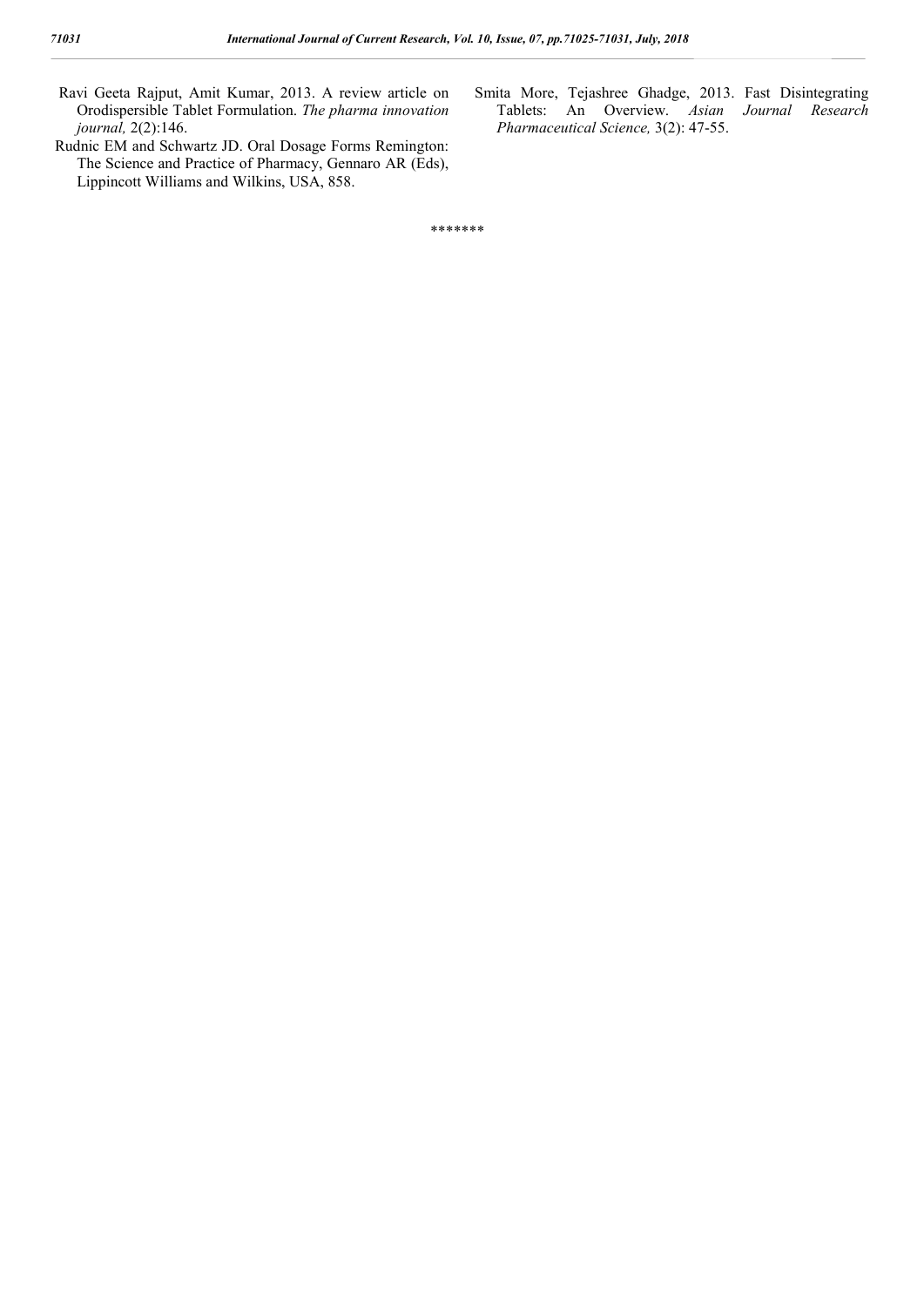Ravi Geeta Rajput, Amit Kumar, 2013. A review article on Orodispersible Tablet Formulation. *The pharma innovation journal,* 2(2):146.

Rudnic EM and Schwartz JD. Oral Dosage Forms Remington: The Science and Practice of Pharmacy, Gennaro AR (Eds), Lippincott Williams and Wilkins, USA, 858.

Smita More, Tejashree Ghadge, 2013. Fast Disintegrating Tablets: An Overview. *Asian Journal Research Pharmaceutical Science,* 3(2): 47-55.

*******